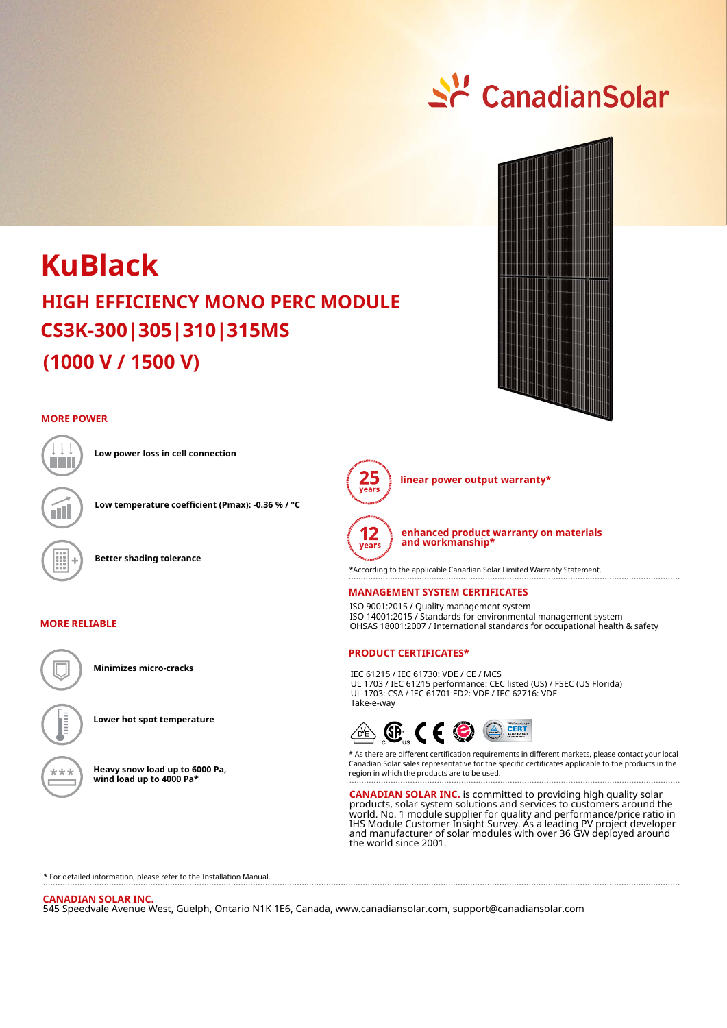CanadianSolar

# KuBlack

## HIGH EFFICIENCY MONO PERC MODULE

## CS3K-300|305|310|315MS

## (1000 V / 1500 V)

### MORE POWER

**Low power loss in cell connection**

**Low temperature coefficient (Pmax): -0.36 % / °C**

**Better shading tolerance**

### MORE RELIABLE

**Minimizes micro-cracks**

**Lower hot spot temperature**

**Heavy snow load up to 6000 Pa, wind load up to 4000 Pa***

**25 years** linear power output warranty*

**12 years** enhanced product warranty on materials and workmanship*

*According to the applicable Canadian Solar Limited Warranty Statement.

### MANAGEMENT SYSTEM CERTIFICATES

ISO 9001:2015 / Quality management system
ISO 14001:2015 / Standards for environmental management system
OHSAS 18001:2007 / International standards for occupational health & safety

### PRODUCT CERTIFICATES*

IEC 61215 / IEC 61730: VDE / CE / MCS
UL 1703 / IEC 61215 performance: CEC listed (US) / FSEC (US Florida)
UL 1703: CSA / IEC 61701 ED2: VDE / IEC 62716: VDE
Take-e-way

* As there are different certification requirements in different markets, please contact your local Canadian Solar sales representative for the specific certificates applicable to the products in the region in which the products are to be used.

**CANADIAN SOLAR INC.** is committed to providing high quality solar products, solar system solutions and services to customers around the world. No. 1 module supplier for quality and performance/price ratio in IHS Module Customer Insight Survey. As a leading PV project developer and manufacturer of solar modules with over 36 GW deployed around the world since 2001.

* For detailed information, please refer to the Installation Manual.

**CANADIAN SOLAR INC.**
545 Speedvale Avenue West, Guelph, Ontario N1K 1E6, Canada, www.canadiansolar.com, support@canadiansolar.com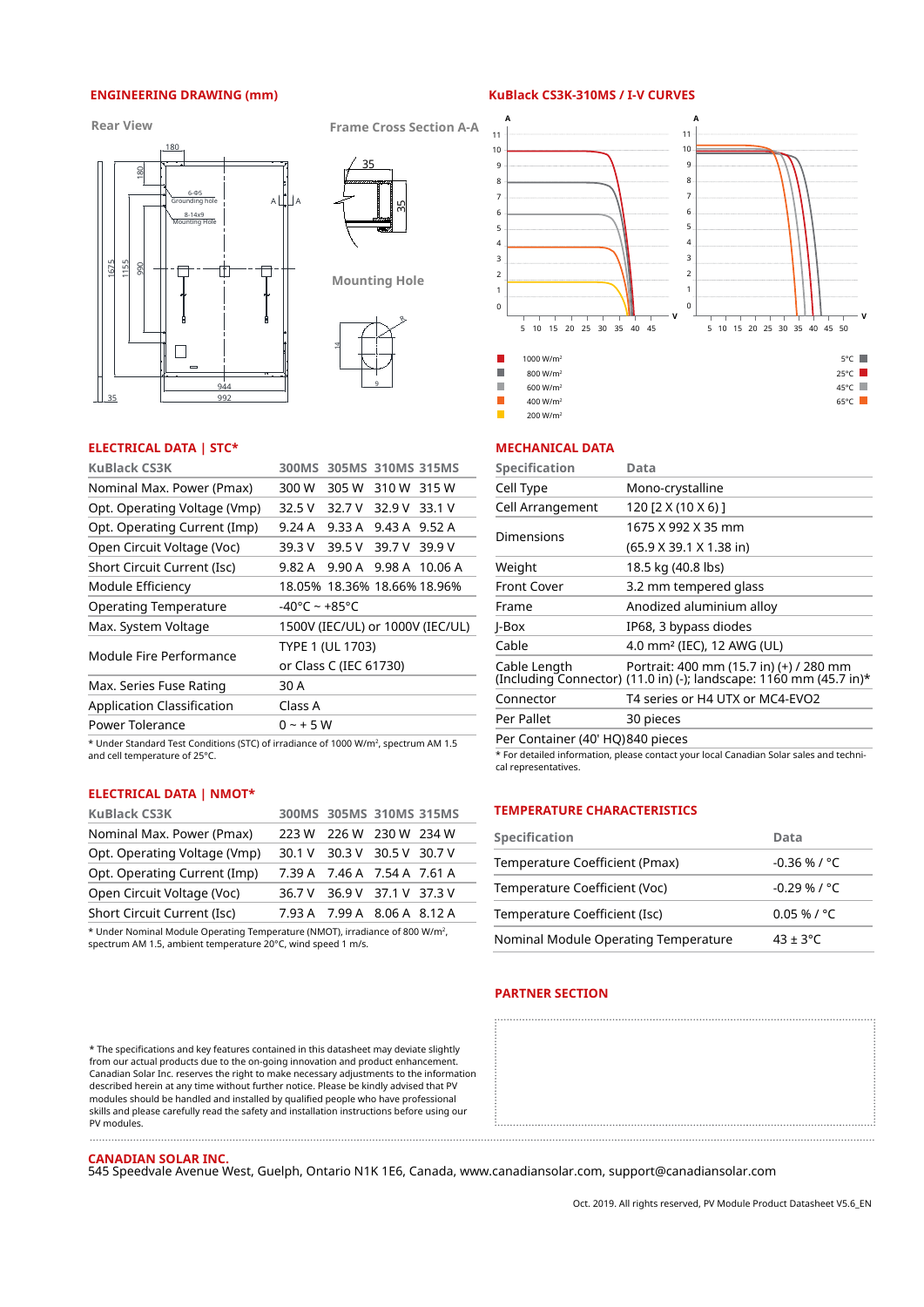## ENGINEERING DRAWING (mm)

Rear View

180

6-Φ5
Grounding hole

8-14x9
Mounting Hole

A A

1675 1155 990

944
992
35

Frame Cross Section A-A

35
35

Mounting Hole

14
9

## KuBlack CS3K-310MS / I-V CURVES

A
11
10
9
8
7
6
5
4
3
2
1
0
5 10 15 20 25 30 35 40 45
V

A
11
10
9
8
7
6
5
4
3
2
1
0
5 10 15 20 25 30 35 40 45 50
V

1000 W/m²
800 W/m²
600 W/m²
400 W/m²
200 W/m²

5°C
25°C
45°C
65°C

## ELECTRICAL DATA | STC*

| KuBlack CS3K | 300MS | 305MS | 310MS | 315MS |
|---|---|---|---|---|
| Nominal Max. Power (Pmax) | 300 W | 305 W | 310 W | 315 W |
| Opt. Operating Voltage (Vmp) | 32.5 V | 32.7 V | 32.9 V | 33.1 V |
| Opt. Operating Current (Imp) | 9.24 A | 9.33 A | 9.43 A | 9.52 A |
| Open Circuit Voltage (Voc) | 39.3 V | 39.5 V | 39.7 V | 39.9 V |
| Short Circuit Current (Isc) | 9.82 A | 9.90 A | 9.98 A | 10.06 A |
| Module Efficiency | 18.05% | 18.36% | 18.66% | 18.96% |
| Operating Temperature | -40°C ~ +85°C | | | |
| Max. System Voltage | 1500V (IEC/UL) or 1000V (IEC/UL) | | | |
| Module Fire Performance | TYPE 1 (UL 1703) or Class C (IEC 61730) | | | |
| Max. Series Fuse Rating | 30 A | | | |
| Application Classification | Class A | | | |
| Power Tolerance | 0 ~ + 5 W | | | |

* Under Standard Test Conditions (STC) of irradiance of 1000 W/m², spectrum AM 1.5 and cell temperature of 25°C.

## ELECTRICAL DATA | NMOT*

| KuBlack CS3K | 300MS | 305MS | 310MS | 315MS |
|---|---|---|---|---|
| Nominal Max. Power (Pmax) | 223 W | 226 W | 230 W | 234 W |
| Opt. Operating Voltage (Vmp) | 30.1 V | 30.3 V | 30.5 V | 30.7 V |
| Opt. Operating Current (Imp) | 7.39 A | 7.46 A | 7.54 A | 7.61 A |
| Open Circuit Voltage (Voc) | 36.7 V | 36.9 V | 37.1 V | 37.3 V |
| Short Circuit Current (Isc) | 7.93 A | 7.99 A | 8.06 A | 8.12 A |

* Under Nominal Module Operating Temperature (NMOT), irradiance of 800 W/m², spectrum AM 1.5, ambient temperature 20°C, wind speed 1 m/s.

## MECHANICAL DATA

| Specification | Data |
|---|---|
| Cell Type | Mono-crystalline |
| Cell Arrangement | 120 [2 X (10 X 6) ] |
| Dimensions | 1675 X 992 X 35 mm (65.9 X 39.1 X 1.38 in) |
| Weight | 18.5 kg (40.8 lbs) |
| Front Cover | 3.2 mm tempered glass |
| Frame | Anodized aluminium alloy |
| J-Box | IP68, 3 bypass diodes |
| Cable | 4.0 mm² (IEC), 12 AWG (UL) |
| Cable Length (Including Connector) | Portrait: 400 mm (15.7 in) (+) / 280 mm (11.0 in) (-); landscape: 1160 mm (45.7 in)* |
| Connector | T4 series or H4 UTX or MC4-EVO2 |
| Per Pallet | 30 pieces |
| Per Container (40' HQ) | 840 pieces |

* For detailed information, please contact your local Canadian Solar sales and technical representatives.

## TEMPERATURE CHARACTERISTICS

| Specification | Data |
|---|---|
| Temperature Coefficient (Pmax) | -0.36 % / °C |
| Temperature Coefficient (Voc) | -0.29 % / °C |
| Temperature Coefficient (Isc) | 0.05 % / °C |
| Nominal Module Operating Temperature | 43 ± 3°C |

## PARTNER SECTION

* The specifications and key features contained in this datasheet may deviate slightly from our actual products due to the on-going innovation and product enhancement. Canadian Solar Inc. reserves the right to make necessary adjustments to the information described herein at any time without further notice. Please be kindly advised that PV modules should be handled and installed by qualified people who have professional skills and please carefully read the safety and installation instructions before using our PV modules.

**CANADIAN SOLAR INC.**
545 Speedvale Avenue West, Guelph, Ontario N1K 1E6, Canada, www.canadiansolar.com, support@canadiansolar.com

Oct. 2019. All rights reserved, PV Module Product Datasheet V5.6_EN